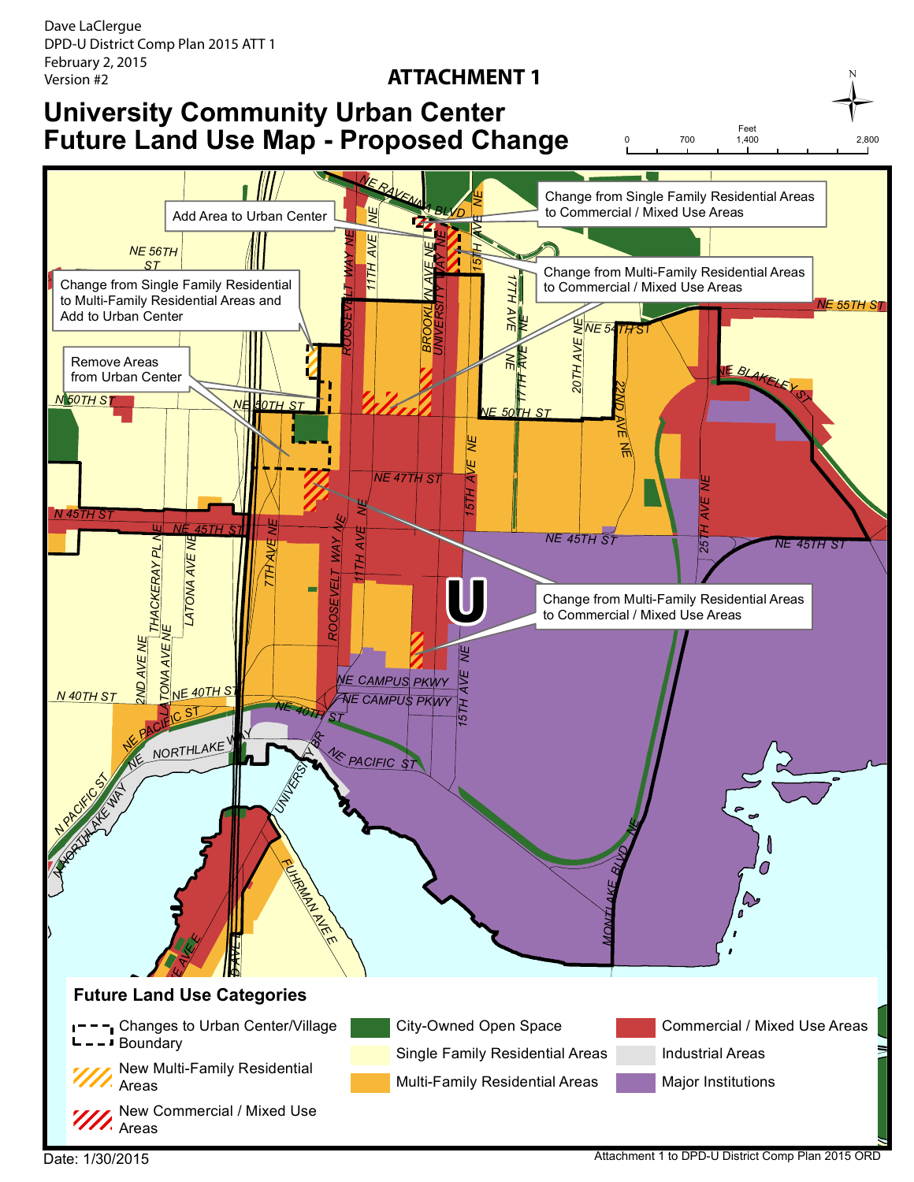Dave LaClergue
DPD-U District Comp Plan 2015 ATT 1
February 2, 2015
Version #2

# ATTACHMENT 1

# University Community Urban Center Future Land Use Map - Proposed Change

Feet: 0, 700, 1,400, 2,800

- Add Area to Urban Center
- Change from Single Family Residential Areas to Commercial / Mixed Use Areas
- Change from Multi-Family Residential Areas to Commercial / Mixed Use Areas
- Change from Single Family Residential to Multi-Family Residential Areas and Add to Urban Center
- Remove Areas from Urban Center
- Change from Multi-Family Residential Areas to Commercial / Mixed Use Areas

## Future Land Use Categories

- Changes to Urban Center/Village Boundary
- New Multi-Family Residential Areas
- New Commercial / Mixed Use Areas
- City-Owned Open Space
- Single Family Residential Areas
- Multi-Family Residential Areas
- Commercial / Mixed Use Areas
- Industrial Areas
- Major Institutions

Date: 1/30/2015

Attachment 1 to DPD-U District Comp Plan 2015 ORD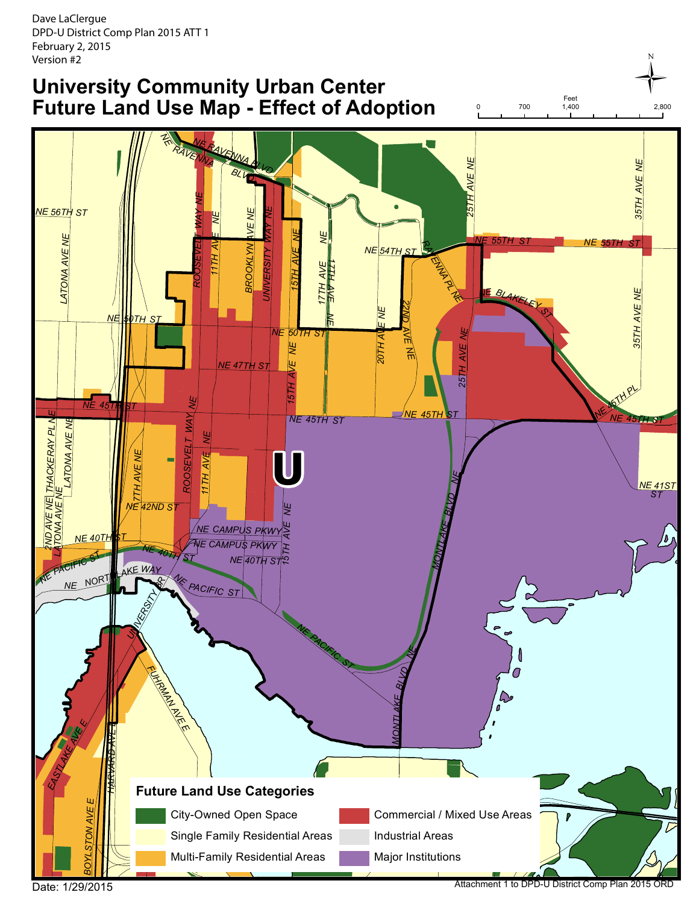Dave LaClergue
DPD-U District Comp Plan 2015 ATT 1
February 2, 2015
Version #2

# University Community Urban Center
# Future Land Use Map - Effect of Adoption

N

Feet
0 700 1,400 2,800

NE RAVENNA BLVD
NE 56TH ST
LATONA AVE NE
ROOSEVELT WAY NE
11TH AVE NE
BROOKLYN AVE NE
UNIVERSITY WAY NE
15TH AVE NE
17TH AVE NE
NE 54TH ST
RAVENNA PL NE
25TH AVE NE
NE 55TH ST
35TH AVE NE
NE 50TH ST
20TH AVE NE
22ND AVE NE
NE BLAKELEY ST
NE 47TH ST
NE 45TH ST
NE 45TH PL
U
THACKERAY PL NE
7TH AVE NE
NE 42ND ST
NE 41ST ST
2ND AVE NE
NE 40TH ST
NE CAMPUS PKWY
NE 40TH ST
NE PACIFIC ST
NE NORTHLAKE WAY
UNIVERSITY BR
MONTLAKE BLVD NE
FUHRMAN AVE E
EASTLAKE AVE E
HARVARD AVE E
BOYLSTON AVE E

**Future Land Use Categories**

- City-Owned Open Space
- Single Family Residential Areas
- Multi-Family Residential Areas
- Commercial / Mixed Use Areas
- Industrial Areas
- Major Institutions

Date: 1/29/2015

Attachment 1 to DPD-U District Comp Plan 2015 ORD